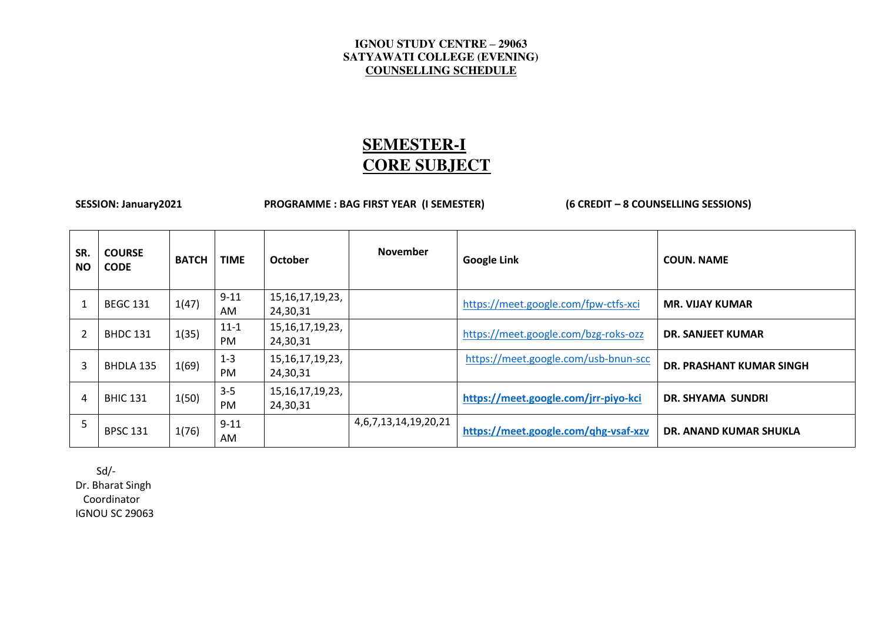**IGNOU STUDY CENTRE – 29063**
**SATYAWATI COLLEGE (EVENING)**
**COUNSELLING SCHEDULE**

# SEMESTER-I
# CORE SUBJECT

**SESSION: January2021** **PROGRAMME : BAG FIRST YEAR (I SEMESTER)** **(6 CREDIT – 8 COUNSELLING SESSIONS)**

| SR. NO | COURSE CODE | BATCH | TIME | October | November | Google Link | COUN. NAME |
|---|---|---|---|---|---|---|---|
| 1 | BEGC 131 | 1(47) | 9-11 AM | 15,16,17,19,23, 24,30,31 | | https://meet.google.com/fpw-ctfs-xci | **MR. VIJAY KUMAR** |
| 2 | BHDC 131 | 1(35) | 11-1 PM | 15,16,17,19,23, 24,30,31 | | https://meet.google.com/bzg-roks-ozz | **DR. SANJEET KUMAR** |
| 3 | BHDLA 135 | 1(69) | 1-3 PM | 15,16,17,19,23, 24,30,31 | | https://meet.google.com/usb-bnun-scc | **DR. PRASHANT KUMAR SINGH** |
| 4 | BHIC 131 | 1(50) | 3-5 PM | 15,16,17,19,23, 24,30,31 | | **https://meet.google.com/jrr-piyo-kci** | **DR. SHYAMA SUNDRI** |
| 5 | BPSC 131 | 1(76) | 9-11 AM | | 4,6,7,13,14,19,20,21 | **https://meet.google.com/qhg-vsaf-xzv** | **DR. ANAND KUMAR SHUKLA** |

Sd/-
Dr. Bharat Singh
Coordinator
IGNOU SC 29063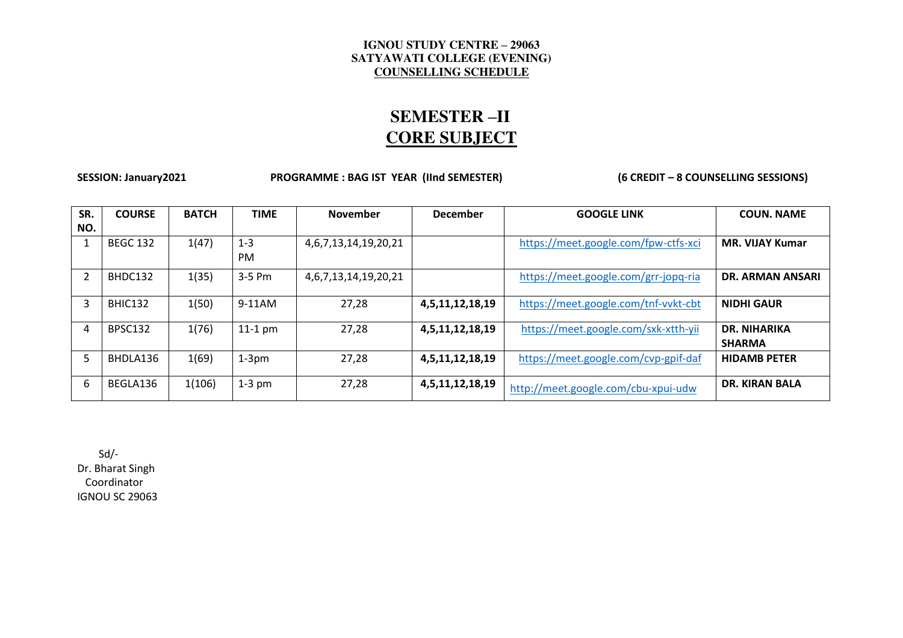**IGNOU STUDY CENTRE – 29063**
**SATYAWATI COLLEGE (EVENING)**
**COUNSELLING SCHEDULE**

# SEMESTER –II
# CORE SUBJECT

**SESSION: January2021** **PROGRAMME : BAG IST YEAR (IInd SEMESTER)** **(6 CREDIT – 8 COUNSELLING SESSIONS)**

| SR. NO. | COURSE | BATCH | TIME | November | December | GOOGLE LINK | COUN. NAME |
|---|---|---|---|---|---|---|---|
| 1 | BEGC 132 | 1(47) | 1-3 PM | 4,6,7,13,14,19,20,21 | | https://meet.google.com/fpw-ctfs-xci | **MR. VIJAY Kumar** |
| 2 | BHDC132 | 1(35) | 3-5 Pm | 4,6,7,13,14,19,20,21 | | https://meet.google.com/grr-jopq-ria | **DR. ARMAN ANSARI** |
| 3 | BHIC132 | 1(50) | 9-11AM | 27,28 | **4,5,11,12,18,19** | https://meet.google.com/tnf-vvkt-cbt | **NIDHI GAUR** |
| 4 | BPSC132 | 1(76) | 11-1 pm | 27,28 | **4,5,11,12,18,19** | https://meet.google.com/sxk-xtth-yii | **DR. NIHARIKA SHARMA** |
| 5 | BHDLA136 | 1(69) | 1-3pm | 27,28 | **4,5,11,12,18,19** | https://meet.google.com/cvp-gpif-daf | **HIDAMB PETER** |
| 6 | BEGLA136 | 1(106) | 1-3 pm | 27,28 | **4,5,11,12,18,19** | http://meet.google.com/cbu-xpui-udw | **DR. KIRAN BALA** |

Sd/-
Dr. Bharat Singh
Coordinator
IGNOU SC 29063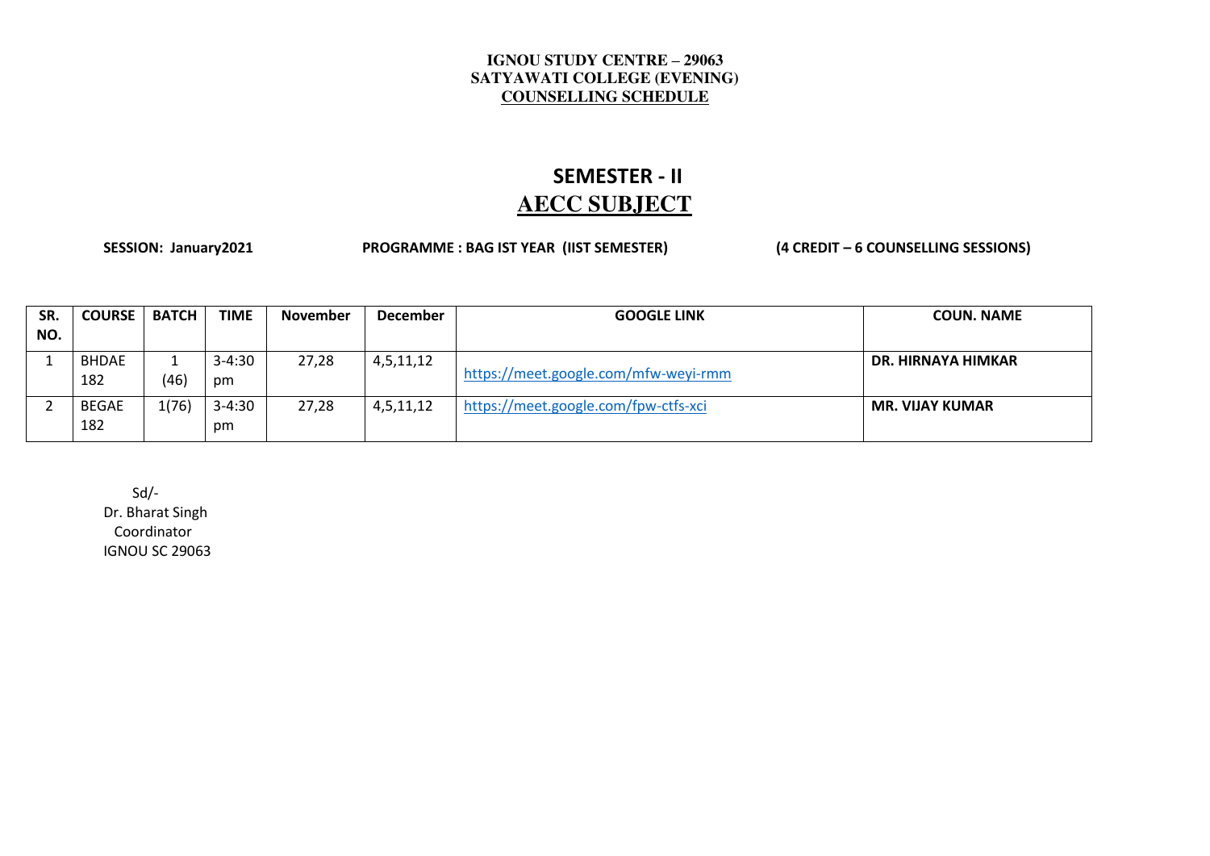**IGNOU STUDY CENTRE – 29063**
**SATYAWATI COLLEGE (EVENING)**
**COUNSELLING SCHEDULE**

# SEMESTER - II
# AECC SUBJECT

**SESSION: January2021** **PROGRAMME : BAG IST YEAR (IIST SEMESTER)** **(4 CREDIT – 6 COUNSELLING SESSIONS)**

| SR. NO. | COURSE | BATCH | TIME | November | December | GOOGLE LINK | COUN. NAME |
|---|---|---|---|---|---|---|---|
| 1 | BHDAE 182 | 1 (46) | 3-4:30 pm | 27,28 | 4,5,11,12 | https://meet.google.com/mfw-weyi-rmm | **DR. HIRNAYA HIMKAR** |
| 2 | BEGAE 182 | 1(76) | 3-4:30 pm | 27,28 | 4,5,11,12 | https://meet.google.com/fpw-ctfs-xci | **MR. VIJAY KUMAR** |

Sd/-
Dr. Bharat Singh
Coordinator
IGNOU SC 29063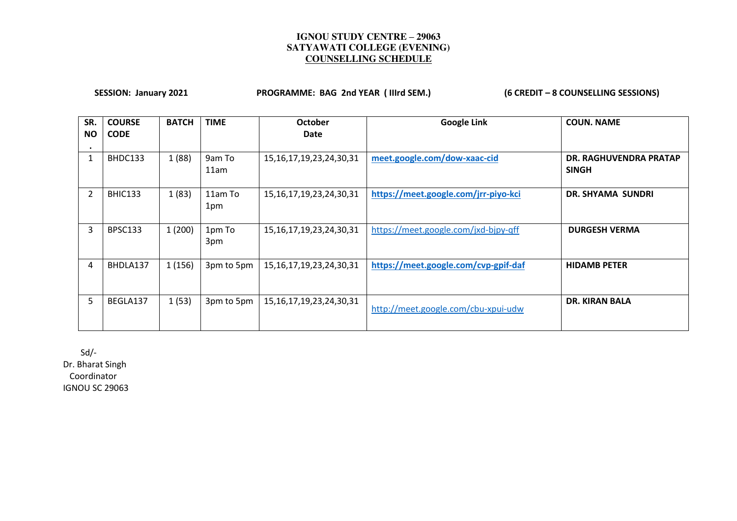**IGNOU STUDY CENTRE – 29063**
**SATYAWATI COLLEGE (EVENING)**
**COUNSELLING SCHEDULE**

**SESSION: January 2021** **PROGRAMME: BAG 2nd YEAR ( IIIrd SEM.)** **(6 CREDIT – 8 COUNSELLING SESSIONS)**

| SR. NO. | COURSE CODE | BATCH | TIME | October Date | Google Link | COUN. NAME |
|---|---|---|---|---|---|---|
| 1 | BHDC133 | 1 (88) | 9am To 11am | 15,16,17,19,23,24,30,31 | **meet.google.com/dow-xaac-cid** | **DR. RAGHUVENDRA PRATAP SINGH** |
| 2 | BHIC133 | 1 (83) | 11am To 1pm | 15,16,17,19,23,24,30,31 | **https://meet.google.com/jrr-piyo-kci** | **DR. SHYAMA SUNDRI** |
| 3 | BPSC133 | 1 (200) | 1pm To 3pm | 15,16,17,19,23,24,30,31 | https://meet.google.com/jxd-bjpy-qff | **DURGESH VERMA** |
| 4 | BHDLA137 | 1 (156) | 3pm to 5pm | 15,16,17,19,23,24,30,31 | **https://meet.google.com/cvp-gpif-daf** | **HIDAMB PETER** |
| 5 | BEGLA137 | 1 (53) | 3pm to 5pm | 15,16,17,19,23,24,30,31 | http://meet.google.com/cbu-xpui-udw | **DR. KIRAN BALA** |

Sd/-
Dr. Bharat Singh
Coordinator
IGNOU SC 29063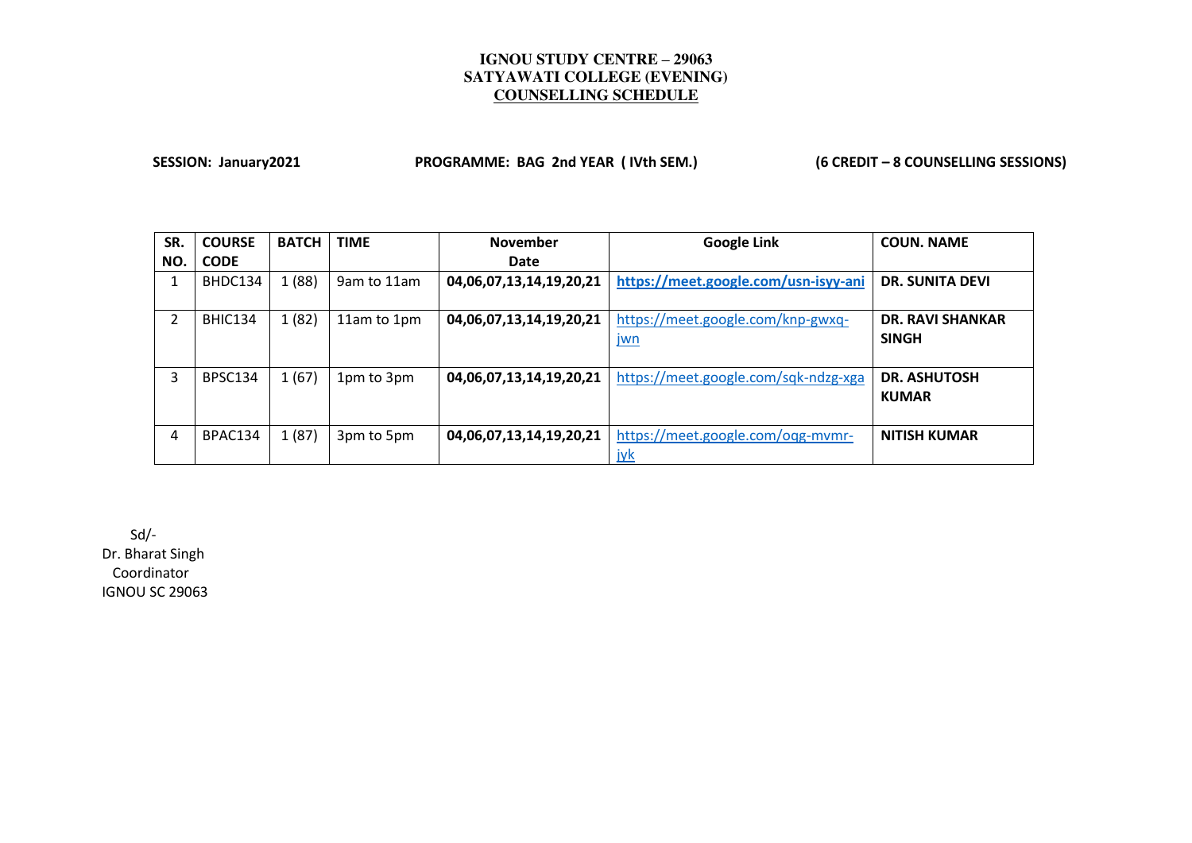**IGNOU STUDY CENTRE – 29063**
**SATYAWATI COLLEGE (EVENING)**
**COUNSELLING SCHEDULE**

**SESSION: January2021** **PROGRAMME: BAG 2nd YEAR ( IVth SEM.)** **(6 CREDIT – 8 COUNSELLING SESSIONS)**

| SR. NO. | COURSE CODE | BATCH | TIME | November Date | Google Link | COUN. NAME |
|---|---|---|---|---|---|---|
| 1 | BHDC134 | 1 (88) | 9am to 11am | **04,06,07,13,14,19,20,21** | **https://meet.google.com/usn-isyy-ani** | **DR. SUNITA DEVI** |
| 2 | BHIC134 | 1 (82) | 11am to 1pm | **04,06,07,13,14,19,20,21** | https://meet.google.com/knp-gwxq-jwn | **DR. RAVI SHANKAR SINGH** |
| 3 | BPSC134 | 1 (67) | 1pm to 3pm | **04,06,07,13,14,19,20,21** | https://meet.google.com/sqk-ndzg-xga | **DR. ASHUTOSH KUMAR** |
| 4 | BPAC134 | 1 (87) | 3pm to 5pm | **04,06,07,13,14,19,20,21** | https://meet.google.com/oqg-mvmr-jyk | **NITISH KUMAR** |

Sd/-
Dr. Bharat Singh
Coordinator
IGNOU SC 29063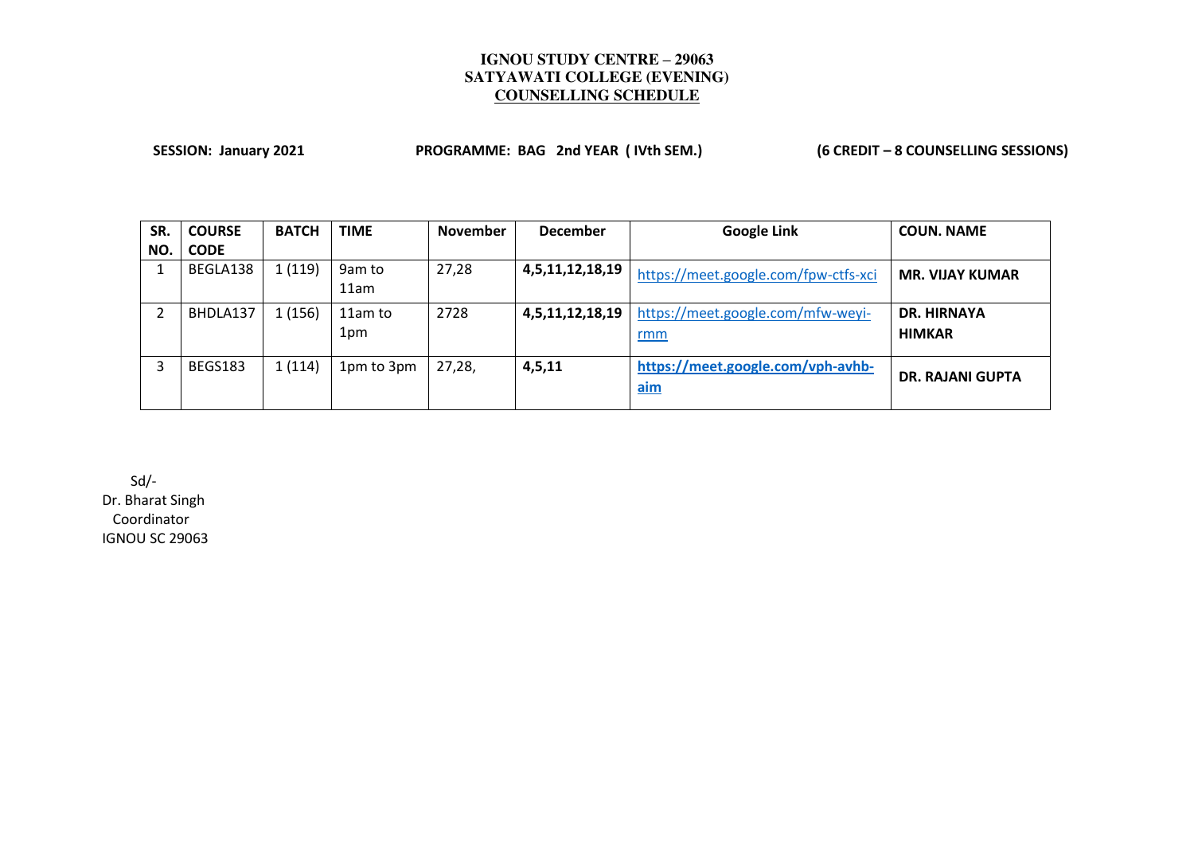**IGNOU STUDY CENTRE – 29063**
**SATYAWATI COLLEGE (EVENING)**
**COUNSELLING SCHEDULE**

**SESSION: January 2021** **PROGRAMME: BAG 2nd YEAR ( IVth SEM.)** **(6 CREDIT – 8 COUNSELLING SESSIONS)**

| SR. NO. | COURSE CODE | BATCH | TIME | November | December | Google Link | COUN. NAME |
|---|---|---|---|---|---|---|---|
| 1 | BEGLA138 | 1 (119) | 9am to 11am | 27,28 | **4,5,11,12,18,19** | https://meet.google.com/fpw-ctfs-xci | **MR. VIJAY KUMAR** |
| 2 | BHDLA137 | 1 (156) | 11am to 1pm | 2728 | **4,5,11,12,18,19** | https://meet.google.com/mfw-weyi-rmm | **DR. HIRNAYA HIMKAR** |
| 3 | BEGS183 | 1 (114) | 1pm to 3pm | 27,28, | **4,5,11** | **https://meet.google.com/vph-avhb-aim** | **DR. RAJANI GUPTA** |

Sd/-
Dr. Bharat Singh
Coordinator
IGNOU SC 29063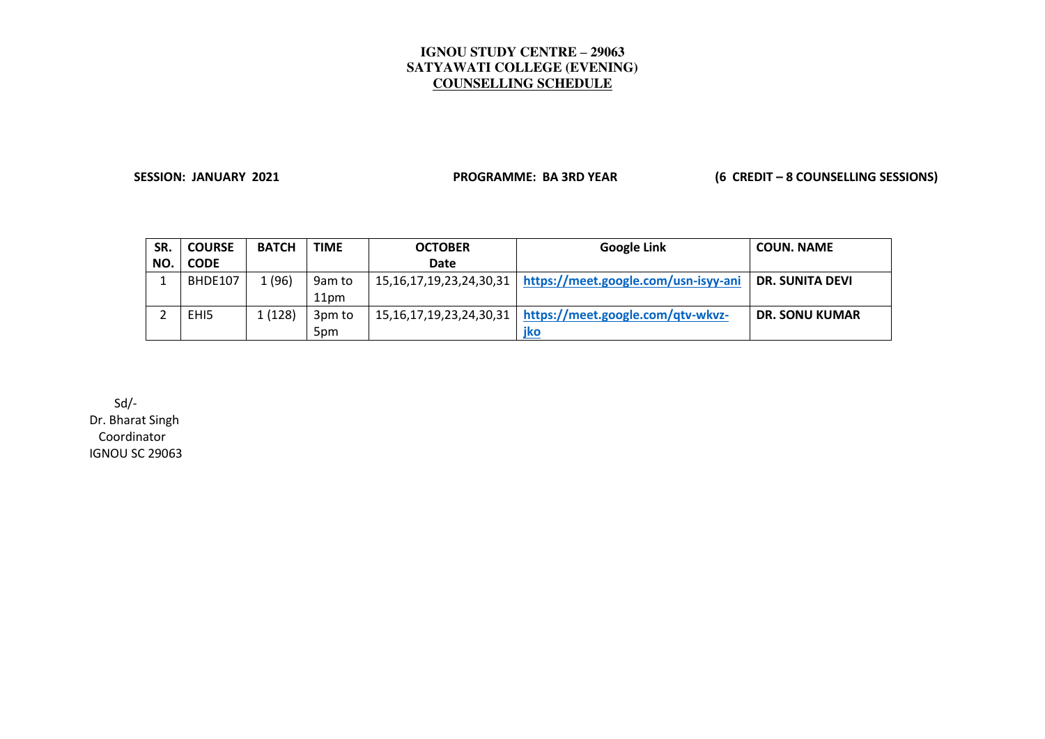**IGNOU STUDY CENTRE – 29063**
**SATYAWATI COLLEGE (EVENING)**
**COUNSELLING SCHEDULE**

**SESSION: JANUARY 2021** **PROGRAMME: BA 3RD YEAR** **(6 CREDIT – 8 COUNSELLING SESSIONS)**

| SR. NO. | COURSE CODE | BATCH | TIME | OCTOBER Date | Google Link | COUN. NAME |
|---|---|---|---|---|---|---|
| 1 | BHDE107 | 1 (96) | 9am to 11pm | 15,16,17,19,23,24,30,31 | **https://meet.google.com/usn-isyy-ani** | **DR. SUNITA DEVI** |
| 2 | EHI5 | 1 (128) | 3pm to 5pm | 15,16,17,19,23,24,30,31 | **https://meet.google.com/qtv-wkvz-jko** | **DR. SONU KUMAR** |

Sd/-
Dr. Bharat Singh
Coordinator
IGNOU SC 29063